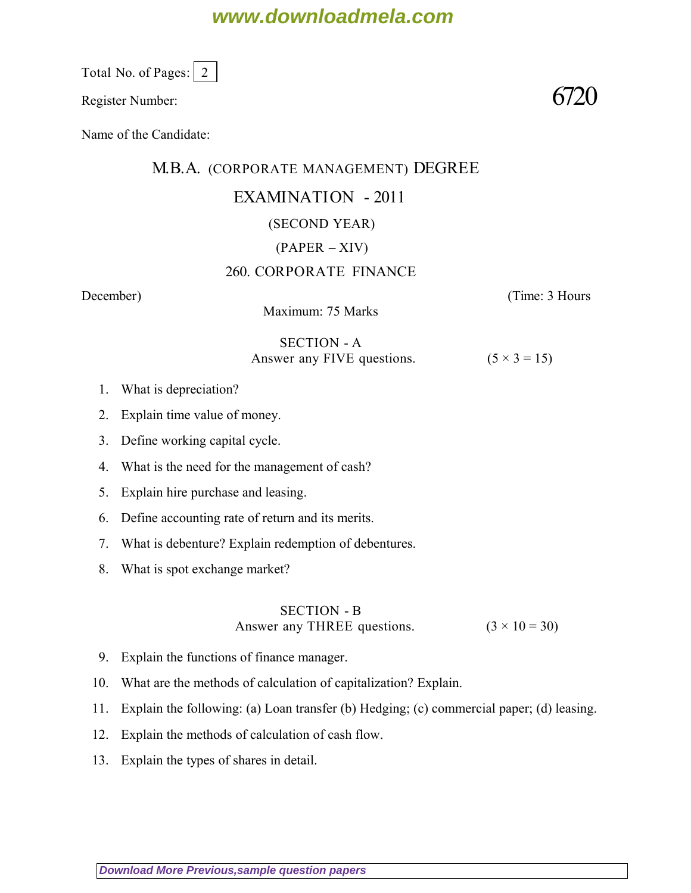Total No. of Pages: 2

Register Number: 6720

Name of the Candidate:

# M.B.A. (CORPORATE MANAGEMENT) DEGREE

## EXAMINATION - 2011

(SECOND YEAR)

(PAPER – XIV)

## 260. CORPORATE FINANCE

December) (Time: 3 Hours

Maximum: 75 Marks

### SECTION - A

Answer any FIVE questions. (5 × 3 = 15)

1. What is depreciation?
2. Explain time value of money.
3. Define working capital cycle.
4. What is the need for the management of cash?
5. Explain hire purchase and leasing.
6. Define accounting rate of return and its merits.
7. What is debenture? Explain redemption of debentures.
8. What is spot exchange market?

### SECTION - B

Answer any THREE questions. (3 × 10 = 30)

9. Explain the functions of finance manager.
10. What are the methods of calculation of capitalization? Explain.
11. Explain the following: (a) Loan transfer (b) Hedging; (c) commercial paper; (d) leasing.
12. Explain the methods of calculation of cash flow.
13. Explain the types of shares in detail.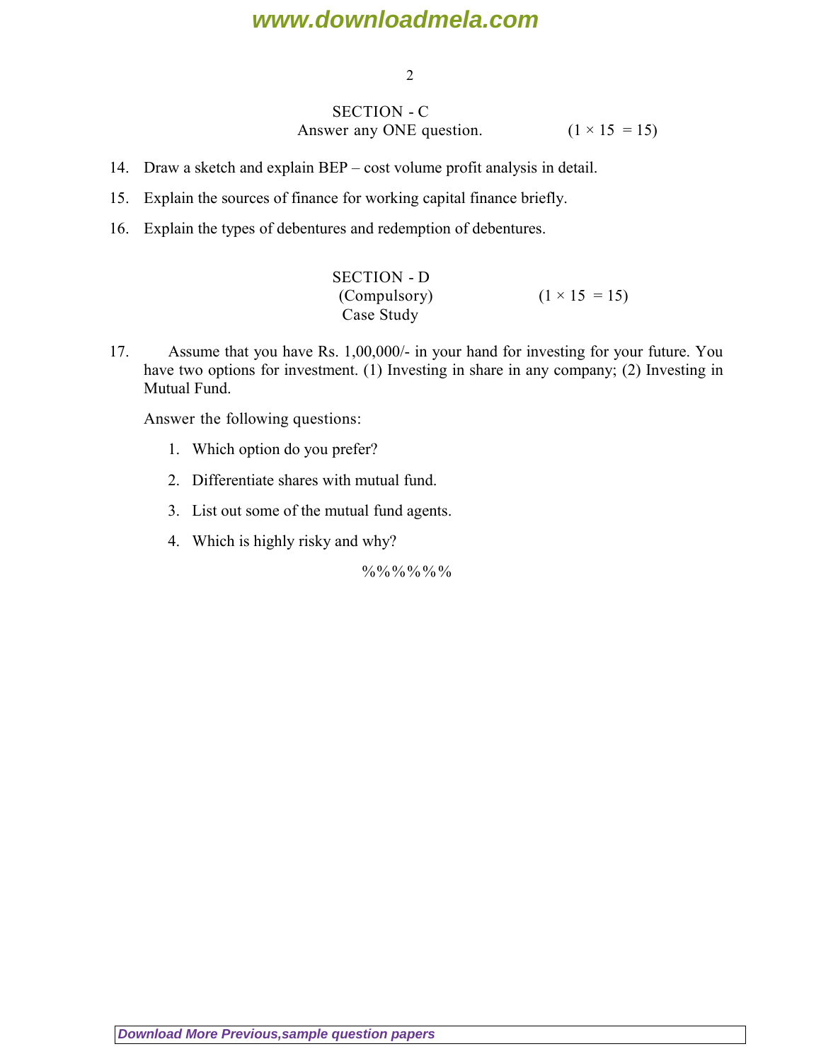## SECTION - C

Answer any ONE question. (1 × 15 = 15)

14. Draw a sketch and explain BEP – cost volume profit analysis in detail.

15. Explain the sources of finance for working capital finance briefly.

16. Explain the types of debentures and redemption of debentures.

## SECTION - D

(Compulsory) (1 × 15 = 15)

Case Study

17. Assume that you have Rs. 1,00,000/- in your hand for investing for your future. You have two options for investment. (1) Investing in share in any company; (2) Investing in Mutual Fund.

Answer the following questions:

1. Which option do you prefer?
2. Differentiate shares with mutual fund.
3. List out some of the mutual fund agents.
4. Which is highly risky and why?

%%%%%%